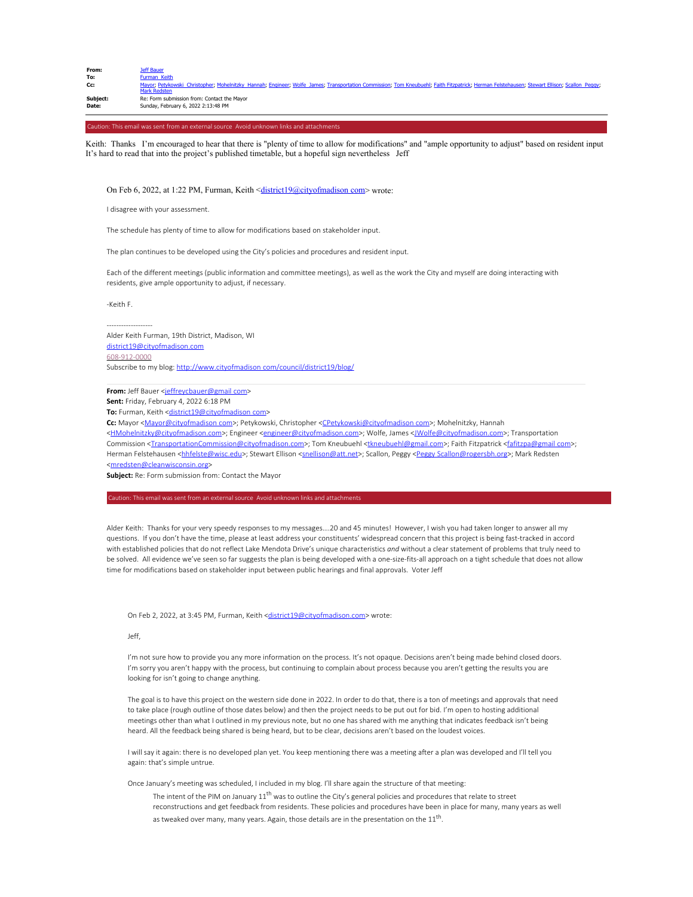**From:** Jeff Bauer
**To:** Furman, Keith
**Cc:** Mayor; Petykowski, Christopher; Mohelnitzky, Hannah; Engineer; Wolfe, James; Transportation Commission; Tom Kneubuehl; Faith Fitzpatrick; Herman Felstehausen; Stewart Ellison; Scallon, Peggy; Mark Redsten
**Subject:** Re: Form submission from: Contact the Mayor
**Date:** Sunday, February 6, 2022 2:13:48 PM

Caution: This email was sent from an external source. Avoid unknown links and attachments.

Keith: Thanks. I'm encouraged to hear that there is "plenty of time to allow for modifications" and "ample opportunity to adjust" based on resident input. It's hard to read that into the project's published timetable, but a hopeful sign nevertheless. Jeff

On Feb 6, 2022, at 1:22 PM, Furman, Keith <district19@cityofmadison.com> wrote:

I disagree with your assessment.

The schedule has plenty of time to allow for modifications based on stakeholder input.

The plan continues to be developed using the City's policies and procedures and resident input.

Each of the different meetings (public information and committee meetings), as well as the work the City and myself are doing interacting with residents, give ample opportunity to adjust, if necessary.

-Keith F.

-------------------
Alder Keith Furman, 19th District, Madison, WI
district19@cityofmadison.com
608-912-0000
Subscribe to my blog: http://www.cityofmadison.com/council/district19/blog/

**From:** Jeff Bauer <jeffreycbauer@gmail.com>
**Sent:** Friday, February 4, 2022 6:18 PM
**To:** Furman, Keith <district19@cityofmadison.com>
**Cc:** Mayor <Mayor@cityofmadison.com>; Petykowski, Christopher <CPetykowski@cityofmadison.com>; Mohelnitzky, Hannah <HMohelnitzky@cityofmadison.com>; Engineer <engineer@cityofmadison.com>; Wolfe, James <JWolfe@cityofmadison.com>; Transportation Commission <TransportationCommission@cityofmadison.com>; Tom Kneubuehl <tkneubuehl@gmail.com>; Faith Fitzpatrick <fafitzpa@gmail.com>; Herman Felstehausen <hhfelste@wisc.edu>; Stewart Ellison <snellison@att.net>; Scallon, Peggy <Peggy.Scallon@rogersbh.org>; Mark Redsten <mredsten@cleanwisconsin.org>
**Subject:** Re: Form submission from: Contact the Mayor

Caution: This email was sent from an external source. Avoid unknown links and attachments.

Alder Keith: Thanks for your very speedy responses to my messages....20 and 45 minutes! However, I wish you had taken longer to answer all my questions. If you don't have the time, please at least address your constituents' widespread concern that this project is being fast-tracked in accord with established policies that do not reflect Lake Mendota Drive's unique characteristics *and* without a clear statement of problems that truly need to be solved. All evidence we've seen so far suggests the plan is being developed with a one-size-fits-all approach on a tight schedule that does not allow time for modifications based on stakeholder input between public hearings and final approvals. Voter Jeff

On Feb 2, 2022, at 3:45 PM, Furman, Keith <district19@cityofmadison.com> wrote:

Jeff,

I'm not sure how to provide you any more information on the process. It's not opaque. Decisions aren't being made behind closed doors. I'm sorry you aren't happy with the process, but continuing to complain about process because you aren't getting the results you are looking for isn't going to change anything.

The goal is to have this project on the western side done in 2022. In order to do that, there is a ton of meetings and approvals that need to take place (rough outline of those dates below) and then the project needs to be put out for bid. I'm open to hosting additional meetings other than what I outlined in my previous note, but no one has shared with me anything that indicates feedback isn't being heard. All the feedback being shared is being heard, but to be clear, decisions aren't based on the loudest voices.

I will say it again: there is no developed plan yet. You keep mentioning there was a meeting after a plan was developed and I'll tell you again: that's simple untrue.

Once January's meeting was scheduled, I included in my blog. I'll share again the structure of that meeting:

> The intent of the PIM on January 11th was to outline the City's general policies and procedures that relate to street reconstructions and get feedback from residents. These policies and procedures have been in place for many, many years as well as tweaked over many, many years. Again, those details are in the presentation on the 11th.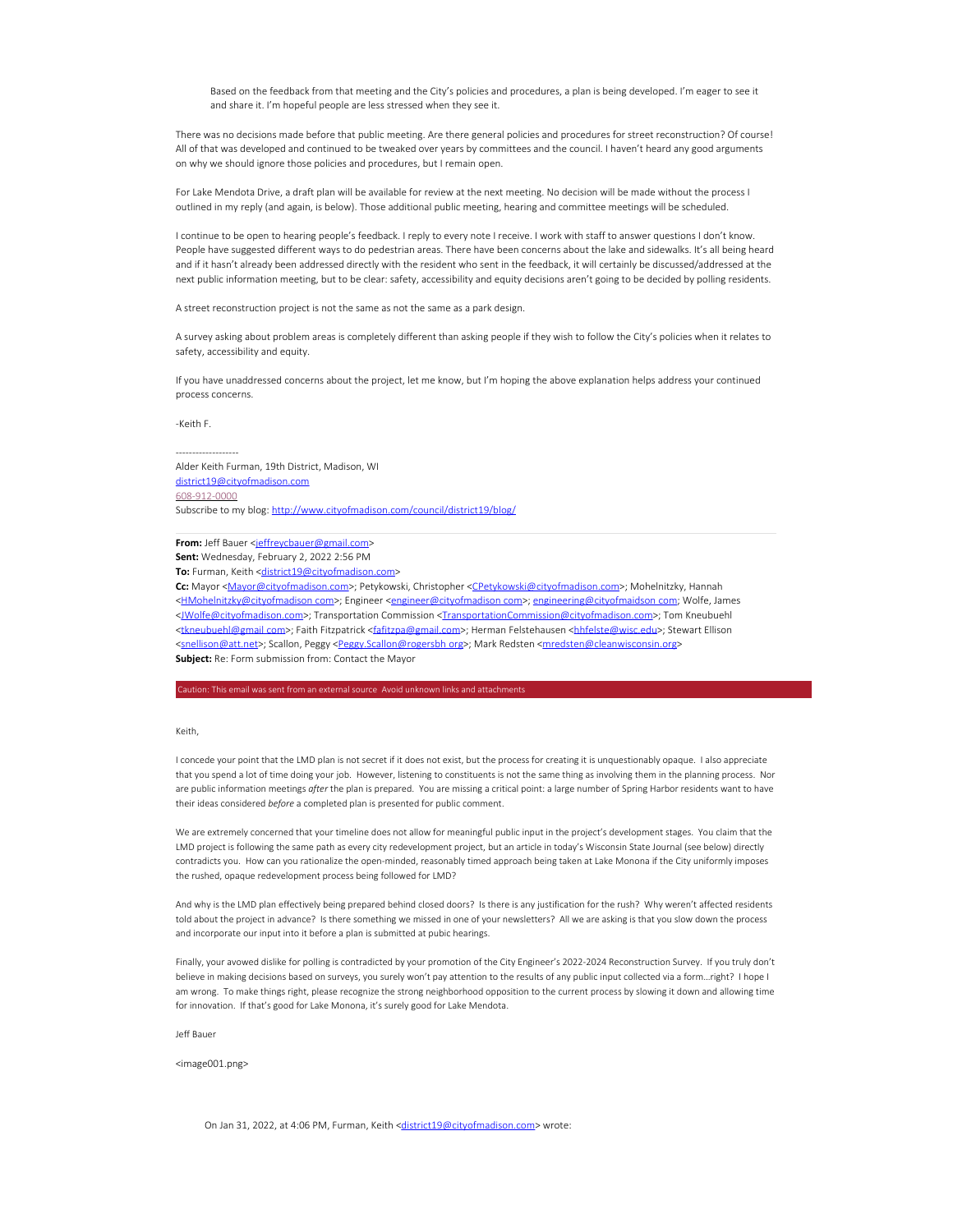> Based on the feedback from that meeting and the City's policies and procedures, a plan is being developed. I'm eager to see it and share it. I'm hopeful people are less stressed when they see it.

There was no decisions made before that public meeting. Are there general policies and procedures for street reconstruction? Of course! All of that was developed and continued to be tweaked over years by committees and the council. I haven't heard any good arguments on why we should ignore those policies and procedures, but I remain open.

For Lake Mendota Drive, a draft plan will be available for review at the next meeting. No decision will be made without the process I outlined in my reply (and again, is below). Those additional public meeting, hearing and committee meetings will be scheduled.

I continue to be open to hearing people's feedback. I reply to every note I receive. I work with staff to answer questions I don't know. People have suggested different ways to do pedestrian areas. There have been concerns about the lake and sidewalks. It's all being heard and if it hasn't already been addressed directly with the resident who sent in the feedback, it will certainly be discussed/addressed at the next public information meeting, but to be clear: safety, accessibility and equity decisions aren't going to be decided by polling residents.

A street reconstruction project is not the same as not the same as a park design.

A survey asking about problem areas is completely different than asking people if they wish to follow the City's policies when it relates to safety, accessibility and equity.

If you have unaddressed concerns about the project, let me know, but I'm hoping the above explanation helps address your continued process concerns.

-Keith F.

-------------------
Alder Keith Furman, 19th District, Madison, WI
district19@cityofmadison.com
608-912-0000
Subscribe to my blog: http://www.cityofmadison.com/council/district19/blog/

---

**From:** Jeff Bauer <jeffreycbauer@gmail.com>
**Sent:** Wednesday, February 2, 2022 2:56 PM
**To:** Furman, Keith <district19@cityofmadison.com>
**Cc:** Mayor <Mayor@cityofmadison.com>; Petykowski, Christopher <CPetykowski@cityofmadison.com>; Mohelnitzky, Hannah <HMohelnitzky@cityofmadison com>; Engineer <engineer@cityofmadison com>; engineering@cityofmaidson com; Wolfe, James <JWolfe@cityofmadison.com>; Transportation Commission <TransportationCommission@cityofmadison.com>; Tom Kneubuehl <tkneubuehl@gmail com>; Faith Fitzpatrick <fafitzpa@gmail.com>; Herman Felstehausen <hhfelste@wisc.edu>; Stewart Ellison <snellison@att.net>; Scallon, Peggy <Peggy.Scallon@rogersbh org>; Mark Redsten <mredsten@cleanwisconsin.org>
**Subject:** Re: Form submission from: Contact the Mayor

Caution: This email was sent from an external source Avoid unknown links and attachments

Keith,

I concede your point that the LMD plan is not secret if it does not exist, but the process for creating it is unquestionably opaque. I also appreciate that you spend a lot of time doing your job. However, listening to constituents is not the same thing as involving them in the planning process. Nor are public information meetings *after* the plan is prepared. You are missing a critical point: a large number of Spring Harbor residents want to have their ideas considered *before* a completed plan is presented for public comment.

We are extremely concerned that your timeline does not allow for meaningful public input in the project's development stages. You claim that the LMD project is following the same path as every city redevelopment project, but an article in today's Wisconsin State Journal (see below) directly contradicts you. How can you rationalize the open-minded, reasonably timed approach being taken at Lake Monona if the City uniformly imposes the rushed, opaque redevelopment process being followed for LMD?

And why is the LMD plan effectively being prepared behind closed doors? Is there is any justification for the rush? Why weren't affected residents told about the project in advance? Is there something we missed in one of your newsletters? All we are asking is that you slow down the process and incorporate our input into it before a plan is submitted at pubic hearings.

Finally, your avowed dislike for polling is contradicted by your promotion of the City Engineer's 2022-2024 Reconstruction Survey. If you truly don't believe in making decisions based on surveys, you surely won't pay attention to the results of any public input collected via a form…right? I hope I am wrong. To make things right, please recognize the strong neighborhood opposition to the current process by slowing it down and allowing time for innovation. If that's good for Lake Monona, it's surely good for Lake Mendota.

Jeff Bauer

<image001.png>

> On Jan 31, 2022, at 4:06 PM, Furman, Keith <district19@cityofmadison.com> wrote: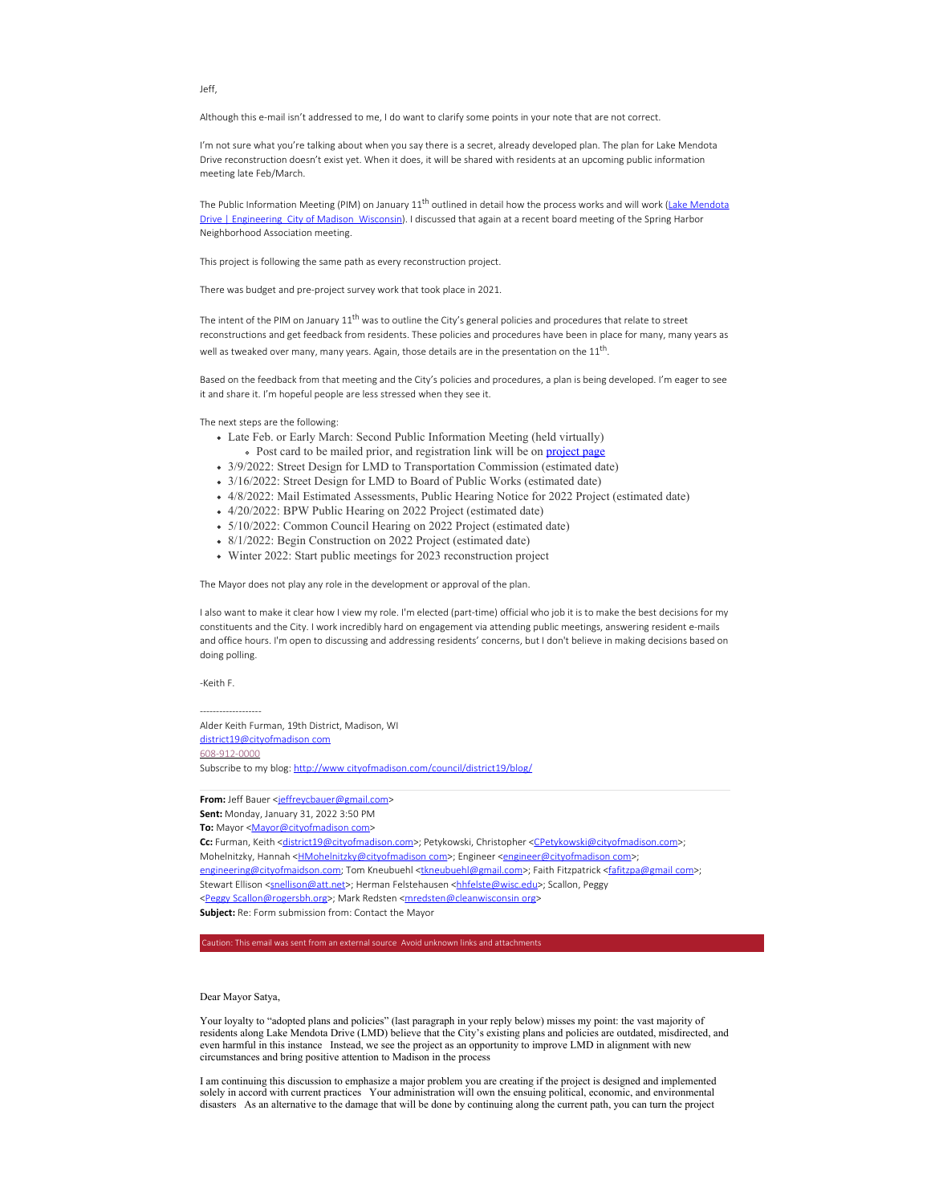Jeff,

Although this e-mail isn't addressed to me, I do want to clarify some points in your note that are not correct.

I'm not sure what you're talking about when you say there is a secret, already developed plan. The plan for Lake Mendota Drive reconstruction doesn't exist yet. When it does, it will be shared with residents at an upcoming public information meeting late Feb/March.

The Public Information Meeting (PIM) on January 11th outlined in detail how the process works and will work (Lake Mendota Drive | Engineering City of Madison Wisconsin). I discussed that again at a recent board meeting of the Spring Harbor Neighborhood Association meeting.

This project is following the same path as every reconstruction project.

There was budget and pre-project survey work that took place in 2021.

The intent of the PIM on January 11th was to outline the City's general policies and procedures that relate to street reconstructions and get feedback from residents. These policies and procedures have been in place for many, many years as well as tweaked over many, many years. Again, those details are in the presentation on the 11th.

Based on the feedback from that meeting and the City's policies and procedures, a plan is being developed. I'm eager to see it and share it. I'm hopeful people are less stressed when they see it.

The next steps are the following:

- Late Feb. or Early March: Second Public Information Meeting (held virtually)
  - Post card to be mailed prior, and registration link will be on project page
- 3/9/2022: Street Design for LMD to Transportation Commission (estimated date)
- 3/16/2022: Street Design for LMD to Board of Public Works (estimated date)
- 4/8/2022: Mail Estimated Assessments, Public Hearing Notice for 2022 Project (estimated date)
- 4/20/2022: BPW Public Hearing on 2022 Project (estimated date)
- 5/10/2022: Common Council Hearing on 2022 Project (estimated date)
- 8/1/2022: Begin Construction on 2022 Project (estimated date)
- Winter 2022: Start public meetings for 2023 reconstruction project

The Mayor does not play any role in the development or approval of the plan.

I also want to make it clear how I view my role. I'm elected (part-time) official who job it is to make the best decisions for my constituents and the City. I work incredibly hard on engagement via attending public meetings, answering resident e-mails and office hours. I'm open to discussing and addressing residents' concerns, but I don't believe in making decisions based on doing polling.

-Keith F.

------------------
Alder Keith Furman, 19th District, Madison, WI
district19@cityofmadison.com
608-912-0000
Subscribe to my blog: http://www.cityofmadison.com/council/district19/blog/

**From:** Jeff Bauer <jeffreycbauer@gmail.com>
**Sent:** Monday, January 31, 2022 3:50 PM
**To:** Mayor <Mayor@cityofmadison.com>
**Cc:** Furman, Keith <district19@cityofmadison.com>; Petykowski, Christopher <CPetykowski@cityofmadison.com>; Mohelnitzky, Hannah <HMohelnitzky@cityofmadison.com>; Engineer <engineer@cityofmadison.com>; engineering@cityofmaidson.com; Tom Kneubuehl <tkneubuehl@gmail.com>; Faith Fitzpatrick <fafitzpa@gmail.com>; Stewart Ellison <snellison@att.net>; Herman Felstehausen <hhfelste@wisc.edu>; Scallon, Peggy <Peggy.Scallon@rogersbh.org>; Mark Redsten <mredsten@cleanwisconsin.org>
**Subject:** Re: Form submission from: Contact the Mayor

Caution: This email was sent from an external source. Avoid unknown links and attachments.

Dear Mayor Satya,

Your loyalty to "adopted plans and policies" (last paragraph in your reply below) misses my point: the vast majority of residents along Lake Mendota Drive (LMD) believe that the City's existing plans and policies are outdated, misdirected, and even harmful in this instance. Instead, we see the project as an opportunity to improve LMD in alignment with new circumstances and bring positive attention to Madison in the process.

I am continuing this discussion to emphasize a major problem you are creating if the project is designed and implemented solely in accord with current practices. Your administration will own the ensuing political, economic, and environmental disasters. As an alternative to the damage that will be done by continuing along the current path, you can turn the project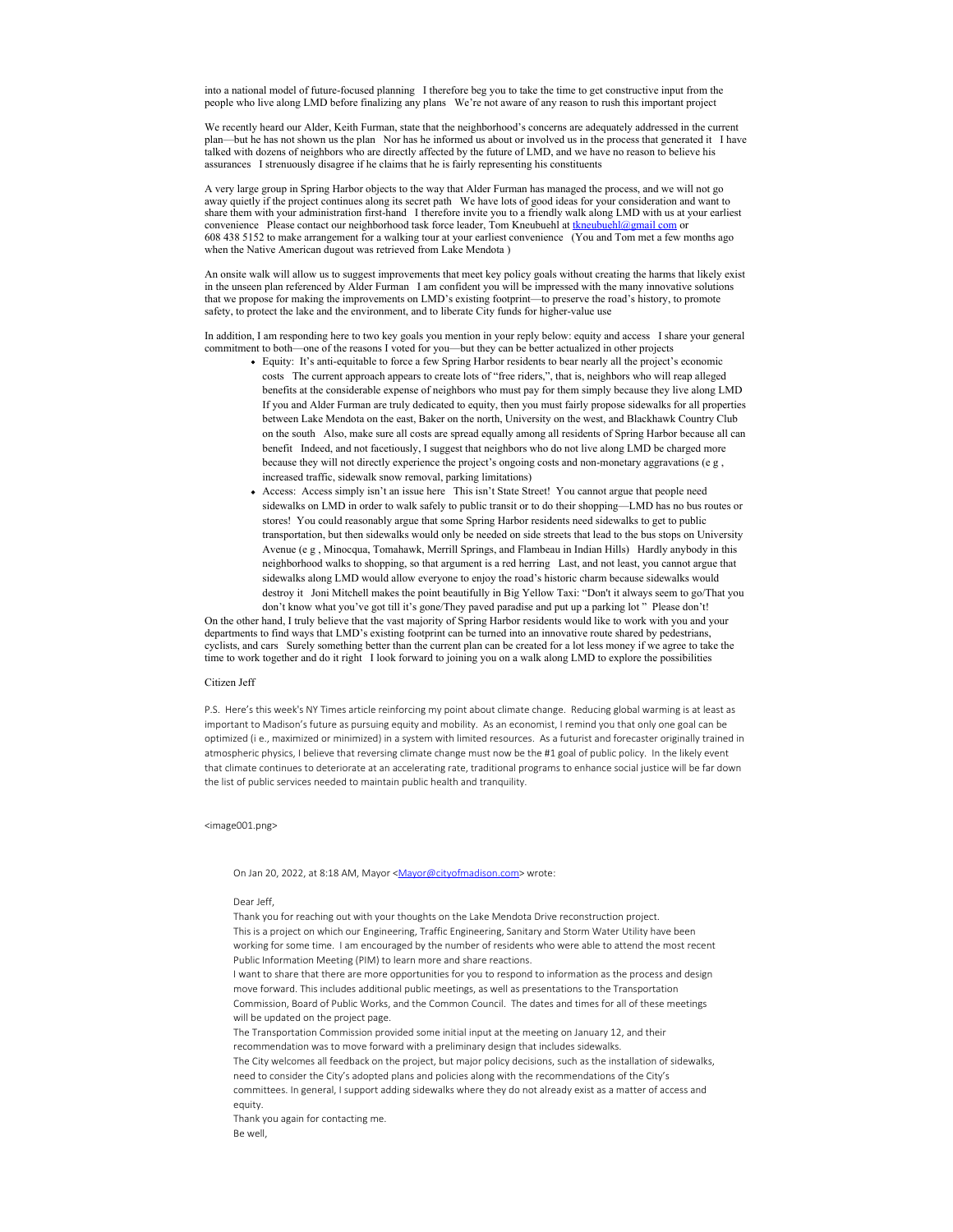into a national model of future-focused planning I therefore beg you to take the time to get constructive input from the people who live along LMD before finalizing any plans We're not aware of any reason to rush this important project

We recently heard our Alder, Keith Furman, state that the neighborhood's concerns are adequately addressed in the current plan—but he has not shown us the plan Nor has he informed us about or involved us in the process that generated it I have talked with dozens of neighbors who are directly affected by the future of LMD, and we have no reason to believe his assurances I strenuously disagree if he claims that he is fairly representing his constituents

A very large group in Spring Harbor objects to the way that Alder Furman has managed the process, and we will not go away quietly if the project continues along its secret path We have lots of good ideas for your consideration and want to share them with your administration first-hand I therefore invite you to a friendly walk along LMD with us at your earliest convenience Please contact our neighborhood task force leader, Tom Kneubuehl at tkneubuehl@gmail com or 608 438 5152 to make arrangement for a walking tour at your earliest convenience (You and Tom met a few months ago when the Native American dugout was retrieved from Lake Mendota )

An onsite walk will allow us to suggest improvements that meet key policy goals without creating the harms that likely exist in the unseen plan referenced by Alder Furman I am confident you will be impressed with the many innovative solutions that we propose for making the improvements on LMD's existing footprint—to preserve the road's history, to promote safety, to protect the lake and the environment, and to liberate City funds for higher-value use

In addition, I am responding here to two key goals you mention in your reply below: equity and access I share your general commitment to both—one of the reasons I voted for you—but they can be better actualized in other projects

- Equity: It's anti-equitable to force a few Spring Harbor residents to bear nearly all the project's economic costs The current approach appears to create lots of "free riders,", that is, neighbors who will reap alleged benefits at the considerable expense of neighbors who must pay for them simply because they live along LMD If you and Alder Furman are truly dedicated to equity, then you must fairly propose sidewalks for all properties between Lake Mendota on the east, Baker on the north, University on the west, and Blackhawk Country Club on the south Also, make sure all costs are spread equally among all residents of Spring Harbor because all can benefit Indeed, and not facetiously, I suggest that neighbors who do not live along LMD be charged more because they will not directly experience the project's ongoing costs and non-monetary aggravations (e g , increased traffic, sidewalk snow removal, parking limitations)
- Access: Access simply isn't an issue here This isn't State Street! You cannot argue that people need sidewalks on LMD in order to walk safely to public transit or to do their shopping—LMD has no bus routes or stores! You could reasonably argue that some Spring Harbor residents need sidewalks to get to public transportation, but then sidewalks would only be needed on side streets that lead to the bus stops on University Avenue (e g , Minocqua, Tomahawk, Merrill Springs, and Flambeau in Indian Hills) Hardly anybody in this neighborhood walks to shopping, so that argument is a red herring Last, and not least, you cannot argue that sidewalks along LMD would allow everyone to enjoy the road's historic charm because sidewalks would destroy it Joni Mitchell makes the point beautifully in Big Yellow Taxi: "Don't it always seem to go/That you don't know what you've got till it's gone/They paved paradise and put up a parking lot " Please don't!

On the other hand, I truly believe that the vast majority of Spring Harbor residents would like to work with you and your departments to find ways that LMD's existing footprint can be turned into an innovative route shared by pedestrians, cyclists, and cars Surely something better than the current plan can be created for a lot less money if we agree to take the time to work together and do it right I look forward to joining you on a walk along LMD to explore the possibilities

Citizen Jeff

P.S. Here's this week's NY Times article reinforcing my point about climate change. Reducing global warming is at least as important to Madison's future as pursuing equity and mobility. As an economist, I remind you that only one goal can be optimized (i e., maximized or minimized) in a system with limited resources. As a futurist and forecaster originally trained in atmospheric physics, I believe that reversing climate change must now be the #1 goal of public policy. In the likely event that climate continues to deteriorate at an accelerating rate, traditional programs to enhance social justice will be far down the list of public services needed to maintain public health and tranquility.

<image001.png>

On Jan 20, 2022, at 8:18 AM, Mayor <Mayor@cityofmadison.com> wrote:

Dear Jeff,

Thank you for reaching out with your thoughts on the Lake Mendota Drive reconstruction project.

This is a project on which our Engineering, Traffic Engineering, Sanitary and Storm Water Utility have been working for some time. I am encouraged by the number of residents who were able to attend the most recent Public Information Meeting (PIM) to learn more and share reactions.

I want to share that there are more opportunities for you to respond to information as the process and design move forward. This includes additional public meetings, as well as presentations to the Transportation Commission, Board of Public Works, and the Common Council. The dates and times for all of these meetings will be updated on the project page.

The Transportation Commission provided some initial input at the meeting on January 12, and their recommendation was to move forward with a preliminary design that includes sidewalks.

The City welcomes all feedback on the project, but major policy decisions, such as the installation of sidewalks, need to consider the City's adopted plans and policies along with the recommendations of the City's committees. In general, I support adding sidewalks where they do not already exist as a matter of access and equity.

Thank you again for contacting me.

Be well,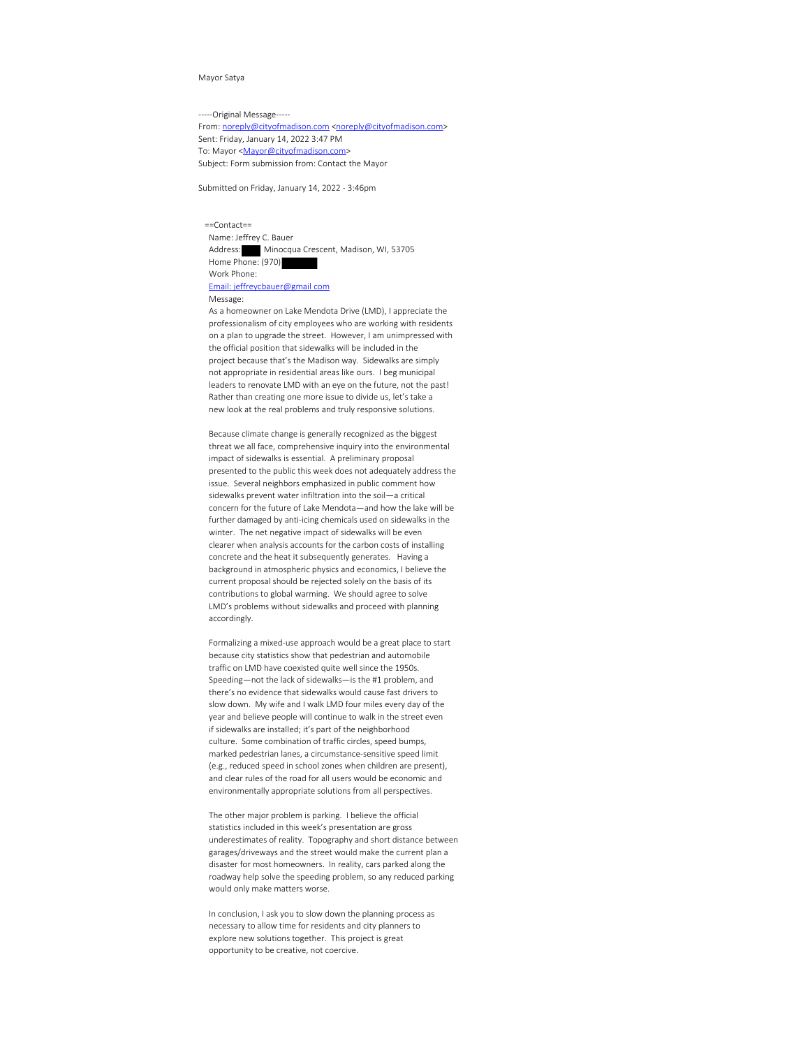Mayor Satya

-----Original Message-----
From: noreply@cityofmadison.com <noreply@cityofmadison.com>
Sent: Friday, January 14, 2022 3:47 PM
To: Mayor <Mayor@cityofmadison.com>
Subject: Form submission from: Contact the Mayor

Submitted on Friday, January 14, 2022 - 3:46pm

==Contact==
Name: Jeffrey C. Bauer
Address: ███ Minocqua Crescent, Madison, WI, 53705
Home Phone: (970) ███████
Work Phone:
Email: jeffreycbauer@gmail.com
Message:
As a homeowner on Lake Mendota Drive (LMD), I appreciate the professionalism of city employees who are working with residents on a plan to upgrade the street. However, I am unimpressed with the official position that sidewalks will be included in the project because that's the Madison way. Sidewalks are simply not appropriate in residential areas like ours. I beg municipal leaders to renovate LMD with an eye on the future, not the past! Rather than creating one more issue to divide us, let's take a new look at the real problems and truly responsive solutions.

Because climate change is generally recognized as the biggest threat we all face, comprehensive inquiry into the environmental impact of sidewalks is essential. A preliminary proposal presented to the public this week does not adequately address the issue. Several neighbors emphasized in public comment how sidewalks prevent water infiltration into the soil—a critical concern for the future of Lake Mendota—and how the lake will be further damaged by anti-icing chemicals used on sidewalks in the winter. The net negative impact of sidewalks will be even clearer when analysis accounts for the carbon costs of installing concrete and the heat it subsequently generates. Having a background in atmospheric physics and economics, I believe the current proposal should be rejected solely on the basis of its contributions to global warming. We should agree to solve LMD's problems without sidewalks and proceed with planning accordingly.

Formalizing a mixed-use approach would be a great place to start because city statistics show that pedestrian and automobile traffic on LMD have coexisted quite well since the 1950s. Speeding—not the lack of sidewalks—is the #1 problem, and there's no evidence that sidewalks would cause fast drivers to slow down. My wife and I walk LMD four miles every day of the year and believe people will continue to walk in the street even if sidewalks are installed; it's part of the neighborhood culture. Some combination of traffic circles, speed bumps, marked pedestrian lanes, a circumstance-sensitive speed limit (e.g., reduced speed in school zones when children are present), and clear rules of the road for all users would be economic and environmentally appropriate solutions from all perspectives.

The other major problem is parking. I believe the official statistics included in this week's presentation are gross underestimates of reality. Topography and short distance between garages/driveways and the street would make the current plan a disaster for most homeowners. In reality, cars parked along the roadway help solve the speeding problem, so any reduced parking would only make matters worse.

In conclusion, I ask you to slow down the planning process as necessary to allow time for residents and city planners to explore new solutions together. This project is great opportunity to be creative, not coercive.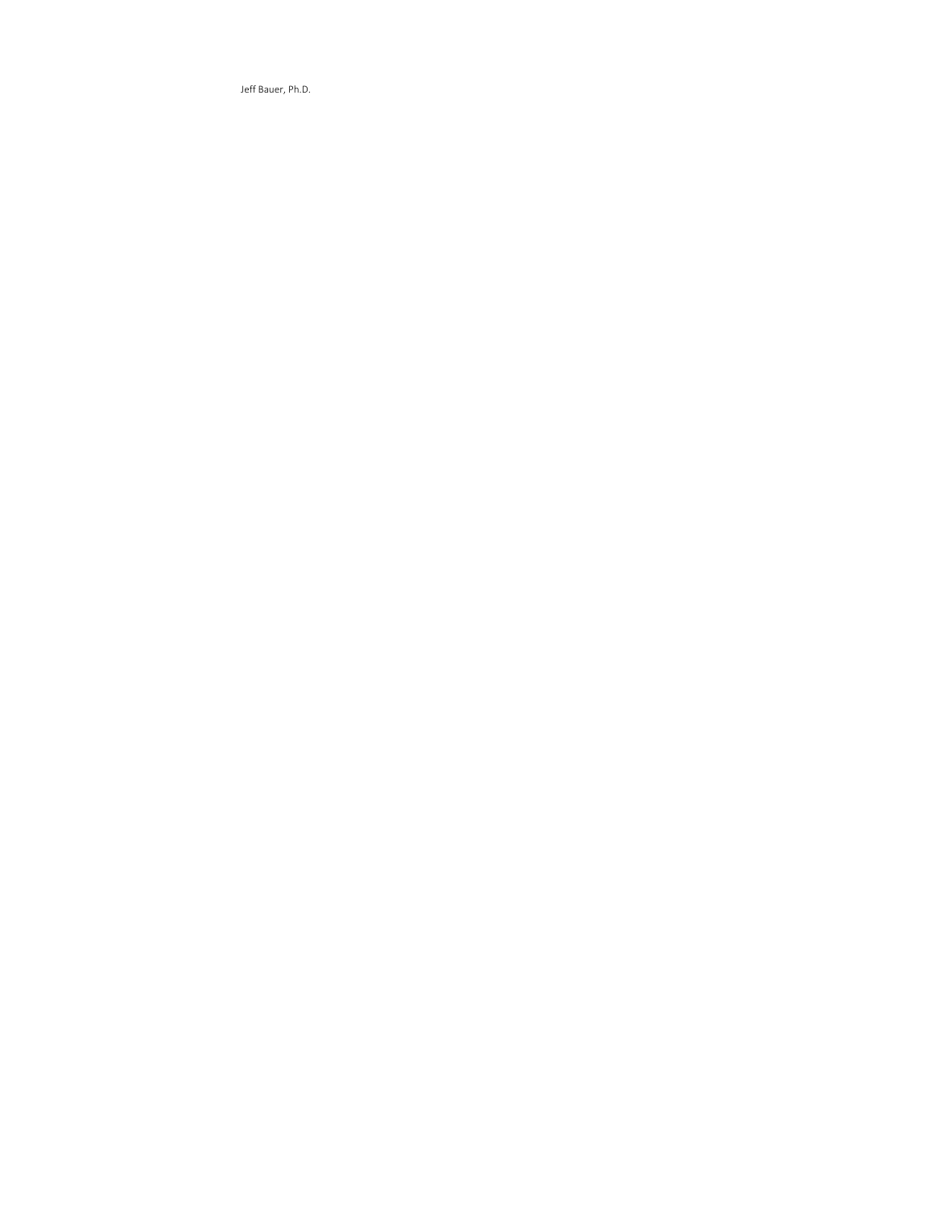Jeff Bauer, Ph.D.